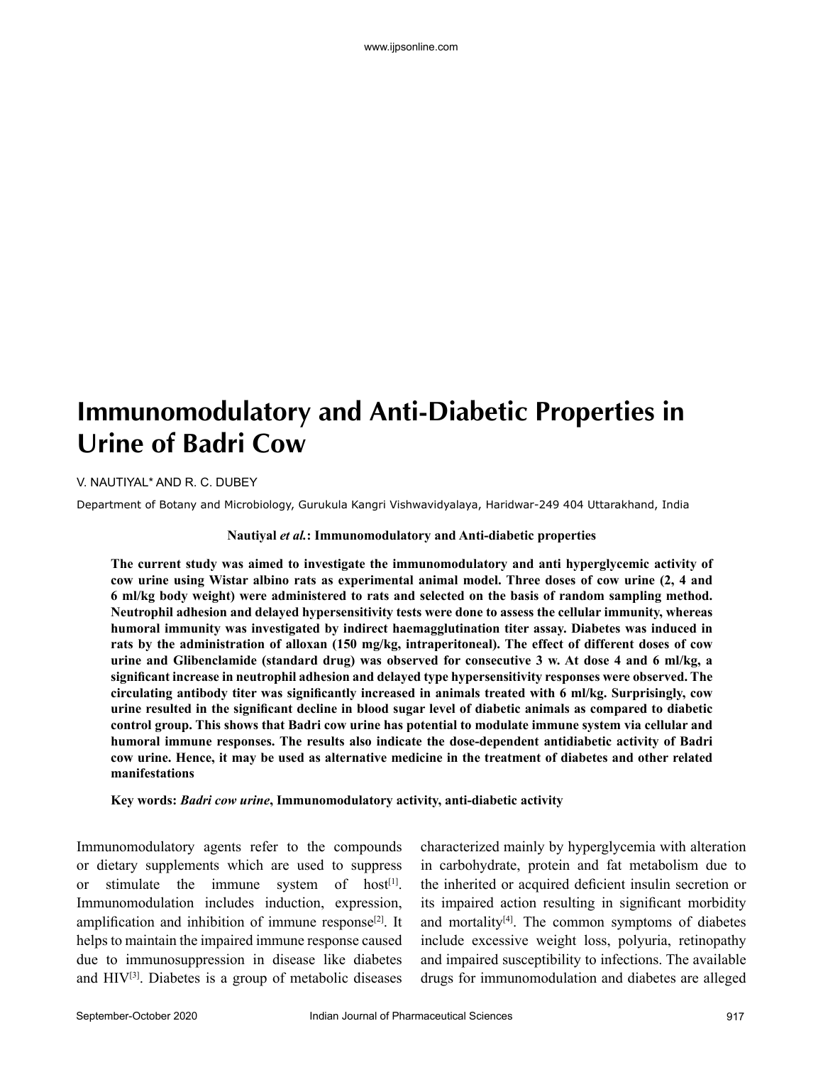# Immunomodulatory and Anti-Diabetic Properties in Urine of Badri Cow

V. NAUTIYAL* AND R. C. DUBEY

Department of Botany and Microbiology, Gurukula Kangri Vishwavidyalaya, Haridwar-249 404 Uttarakhand, India

**Nautiyal *et al.*: Immunomodulatory and Anti-diabetic properties**

**The current study was aimed to investigate the immunomodulatory and anti hyperglycemic activity of cow urine using Wistar albino rats as experimental animal model. Three doses of cow urine (2, 4 and 6 ml/kg body weight) were administered to rats and selected on the basis of random sampling method. Neutrophil adhesion and delayed hypersensitivity tests were done to assess the cellular immunity, whereas humoral immunity was investigated by indirect haemagglutination titer assay. Diabetes was induced in rats by the administration of alloxan (150 mg/kg, intraperitoneal). The effect of different doses of cow urine and Glibenclamide (standard drug) was observed for consecutive 3 w. At dose 4 and 6 ml/kg, a significant increase in neutrophil adhesion and delayed type hypersensitivity responses were observed. The circulating antibody titer was significantly increased in animals treated with 6 ml/kg. Surprisingly, cow urine resulted in the significant decline in blood sugar level of diabetic animals as compared to diabetic control group. This shows that Badri cow urine has potential to modulate immune system via cellular and humoral immune responses. The results also indicate the dose-dependent antidiabetic activity of Badri cow urine. Hence, it may be used as alternative medicine in the treatment of diabetes and other related manifestations**

**Key words: *Badri cow urine*, Immunomodulatory activity, anti-diabetic activity**

Immunomodulatory agents refer to the compounds or dietary supplements which are used to suppress or stimulate the immune system of host[1]. Immunomodulation includes induction, expression, amplification and inhibition of immune response[2]. It helps to maintain the impaired immune response caused due to immunosuppression in disease like diabetes and HIV[3]. Diabetes is a group of metabolic diseases characterized mainly by hyperglycemia with alteration in carbohydrate, protein and fat metabolism due to the inherited or acquired deficient insulin secretion or its impaired action resulting in significant morbidity and mortality[4]. The common symptoms of diabetes include excessive weight loss, polyuria, retinopathy and impaired susceptibility to infections. The available drugs for immunomodulation and diabetes are alleged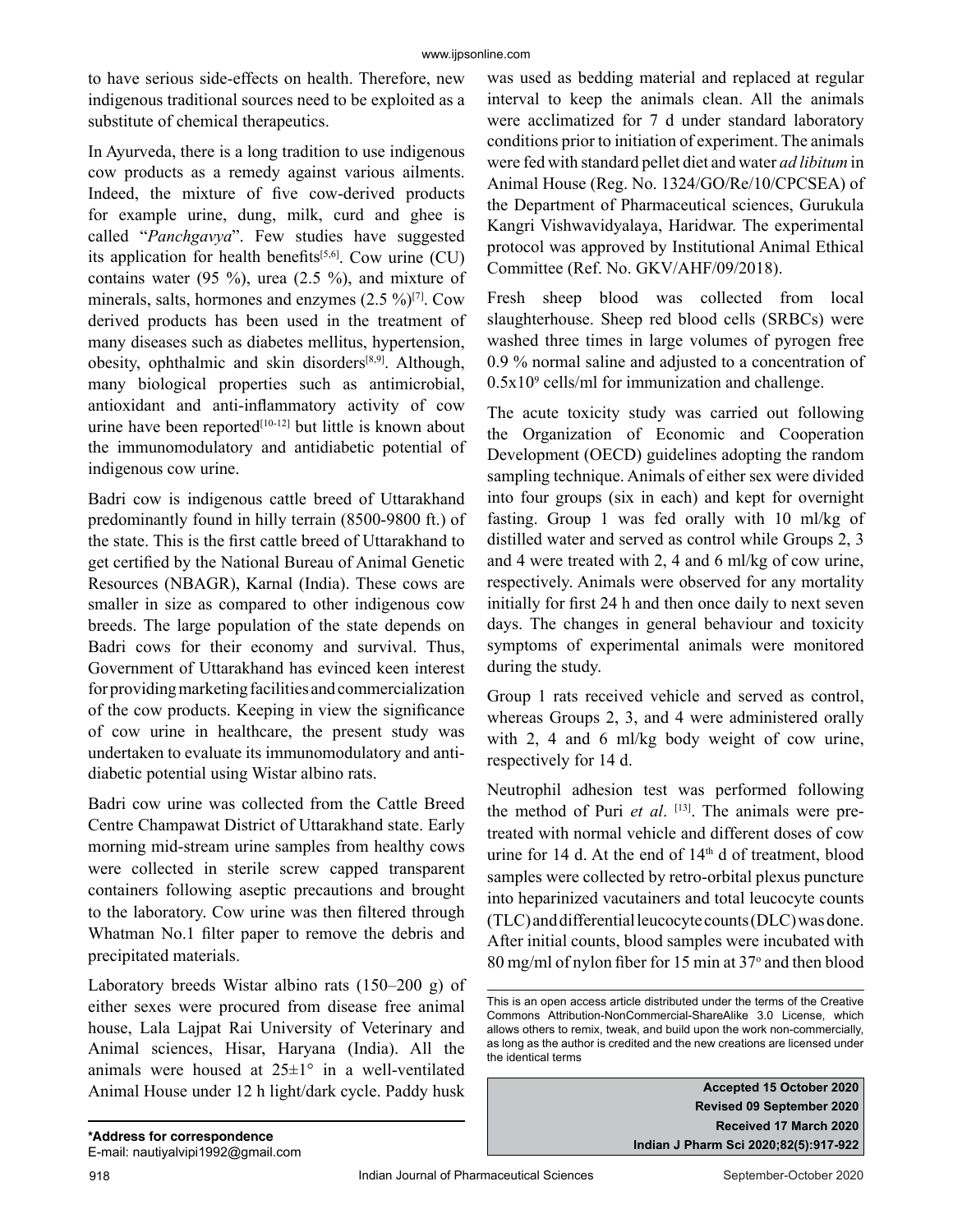to have serious side-effects on health. Therefore, new indigenous traditional sources need to be exploited as a substitute of chemical therapeutics.

In Ayurveda, there is a long tradition to use indigenous cow products as a remedy against various ailments. Indeed, the mixture of five cow-derived products for example urine, dung, milk, curd and ghee is called "*Panchgavya*". Few studies have suggested its application for health benefits[5,6]. Cow urine (CU) contains water (95 %), urea (2.5 %), and mixture of minerals, salts, hormones and enzymes (2.5 %)[7]. Cow derived products has been used in the treatment of many diseases such as diabetes mellitus, hypertension, obesity, ophthalmic and skin disorders[8,9]. Although, many biological properties such as antimicrobial, antioxidant and anti-inflammatory activity of cow urine have been reported[10-12] but little is known about the immunomodulatory and antidiabetic potential of indigenous cow urine.

Badri cow is indigenous cattle breed of Uttarakhand predominantly found in hilly terrain (8500-9800 ft.) of the state. This is the first cattle breed of Uttarakhand to get certified by the National Bureau of Animal Genetic Resources (NBAGR), Karnal (India). These cows are smaller in size as compared to other indigenous cow breeds. The large population of the state depends on Badri cows for their economy and survival. Thus, Government of Uttarakhand has evinced keen interest for providing marketing facilities and commercialization of the cow products. Keeping in view the significance of cow urine in healthcare, the present study was undertaken to evaluate its immunomodulatory and anti-diabetic potential using Wistar albino rats.

Badri cow urine was collected from the Cattle Breed Centre Champawat District of Uttarakhand state. Early morning mid-stream urine samples from healthy cows were collected in sterile screw capped transparent containers following aseptic precautions and brought to the laboratory. Cow urine was then filtered through Whatman No.1 filter paper to remove the debris and precipitated materials.

Laboratory breeds Wistar albino rats (150–200 g) of either sexes were procured from disease free animal house, Lala Lajpat Rai University of Veterinary and Animal sciences, Hisar, Haryana (India). All the animals were housed at 25±1° in a well-ventilated Animal House under 12 h light/dark cycle. Paddy husk was used as bedding material and replaced at regular interval to keep the animals clean. All the animals were acclimatized for 7 d under standard laboratory conditions prior to initiation of experiment. The animals were fed with standard pellet diet and water *ad libitum* in Animal House (Reg. No. 1324/GO/Re/10/CPCSEA) of the Department of Pharmaceutical sciences, Gurukula Kangri Vishwavidyalaya, Haridwar. The experimental protocol was approved by Institutional Animal Ethical Committee (Ref. No. GKV/AHF/09/2018).

Fresh sheep blood was collected from local slaughterhouse. Sheep red blood cells (SRBCs) were washed three times in large volumes of pyrogen free 0.9 % normal saline and adjusted to a concentration of $0.5 \times 10^9$ cells/ml for immunization and challenge.

The acute toxicity study was carried out following the Organization of Economic and Cooperation Development (OECD) guidelines adopting the random sampling technique. Animals of either sex were divided into four groups (six in each) and kept for overnight fasting. Group 1 was fed orally with 10 ml/kg of distilled water and served as control while Groups 2, 3 and 4 were treated with 2, 4 and 6 ml/kg of cow urine, respectively. Animals were observed for any mortality initially for first 24 h and then once daily to next seven days. The changes in general behaviour and toxicity symptoms of experimental animals were monitored during the study.

Group 1 rats received vehicle and served as control, whereas Groups 2, 3, and 4 were administered orally with 2, 4 and 6 ml/kg body weight of cow urine, respectively for 14 d.

Neutrophil adhesion test was performed following the method of Puri *et al*. [13]. The animals were pre-treated with normal vehicle and different doses of cow urine for 14 d. At the end of 14th d of treatment, blood samples were collected by retro-orbital plexus puncture into heparinized vacutainers and total leucocyte counts (TLC) and differential leucocyte counts (DLC) was done. After initial counts, blood samples were incubated with 80 mg/ml of nylon fiber for 15 min at 37° and then blood

This is an open access article distributed under the terms of the Creative Commons Attribution-NonCommercial-ShareAlike 3.0 License, which allows others to remix, tweak, and build upon the work non-commercially, as long as the author is credited and the new creations are licensed under the identical terms

**Accepted 15 October 2020**
**Revised 09 September 2020**
**Received 17 March 2020**

**\*Address for correspondence**
E-mail: nautiyalvipi1992@gmail.com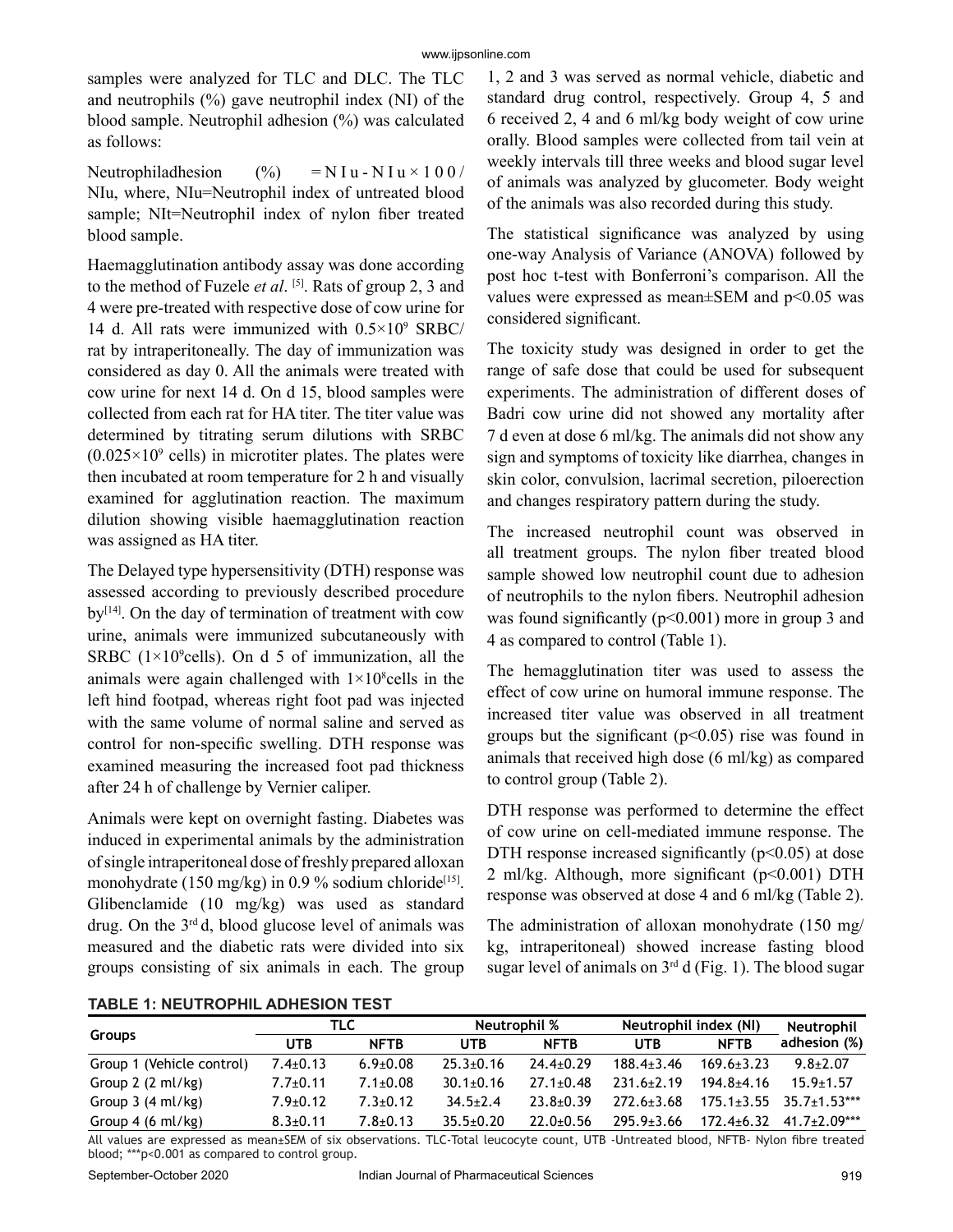samples were analyzed for TLC and DLC. The TLC and neutrophils (%) gave neutrophil index (NI) of the blood sample. Neutrophil adhesion (%) was calculated as follows:

Neutrophiladhesion (%) = N I u - N I u × 1 0 0 / NIu, where, NIu=Neutrophil index of untreated blood sample; NIt=Neutrophil index of nylon fiber treated blood sample.

Haemagglutination antibody assay was done according to the method of Fuzele *et al*. [5]. Rats of group 2, 3 and 4 were pre-treated with respective dose of cow urine for 14 d. All rats were immunized with $0.5\times10^9$ SRBC/rat by intraperitoneally. The day of immunization was considered as day 0. All the animals were treated with cow urine for next 14 d. On d 15, blood samples were collected from each rat for HA titer. The titer value was determined by titrating serum dilutions with SRBC ($0.025\times10^9$ cells) in microtiter plates. The plates were then incubated at room temperature for 2 h and visually examined for agglutination reaction. The maximum dilution showing visible haemagglutination reaction was assigned as HA titer.

The Delayed type hypersensitivity (DTH) response was assessed according to previously described procedure by[14]. On the day of termination of treatment with cow urine, animals were immunized subcutaneously with SRBC ($1\times10^9$cells). On d 5 of immunization, all the animals were again challenged with $1\times10^8$cells in the left hind footpad, whereas right foot pad was injected with the same volume of normal saline and served as control for non-specific swelling. DTH response was examined measuring the increased foot pad thickness after 24 h of challenge by Vernier caliper.

Animals were kept on overnight fasting. Diabetes was induced in experimental animals by the administration of single intraperitoneal dose of freshly prepared alloxan monohydrate (150 mg/kg) in 0.9 % sodium chloride[15]. Glibenclamide (10 mg/kg) was used as standard drug. On the 3rd d, blood glucose level of animals was measured and the diabetic rats were divided into six groups consisting of six animals in each. The group 1, 2 and 3 was served as normal vehicle, diabetic and standard drug control, respectively. Group 4, 5 and 6 received 2, 4 and 6 ml/kg body weight of cow urine orally. Blood samples were collected from tail vein at weekly intervals till three weeks and blood sugar level of animals was analyzed by glucometer. Body weight of the animals was also recorded during this study.

The statistical significance was analyzed by using one-way Analysis of Variance (ANOVA) followed by post hoc t-test with Bonferroni's comparison. All the values were expressed as mean±SEM and $p<0.05$ was considered significant.

The toxicity study was designed in order to get the range of safe dose that could be used for subsequent experiments. The administration of different doses of Badri cow urine did not showed any mortality after 7 d even at dose 6 ml/kg. The animals did not show any sign and symptoms of toxicity like diarrhea, changes in skin color, convulsion, lacrimal secretion, piloerection and changes respiratory pattern during the study.

The increased neutrophil count was observed in all treatment groups. The nylon fiber treated blood sample showed low neutrophil count due to adhesion of neutrophils to the nylon fibers. Neutrophil adhesion was found significantly ($p<0.001$) more in group 3 and 4 as compared to control (Table 1).

The hemagglutination titer was used to assess the effect of cow urine on humoral immune response. The increased titer value was observed in all treatment groups but the significant ($p<0.05$) rise was found in animals that received high dose (6 ml/kg) as compared to control group (Table 2).

DTH response was performed to determine the effect of cow urine on cell-mediated immune response. The DTH response increased significantly ($p<0.05$) at dose 2 ml/kg. Although, more significant ($p<0.001$) DTH response was observed at dose 4 and 6 ml/kg (Table 2).

The administration of alloxan monohydrate (150 mg/kg, intraperitoneal) showed increase fasting blood sugar level of animals on 3rd d (Fig. 1). The blood sugar

**TABLE 1: NEUTROPHIL ADHESION TEST**

| Groups | TLC | | Neutrophil % | | Neutrophil index (NI) | | Neutrophil adhesion (%) |
|---|---|---|---|---|---|---|---|
| | UTB | NFTB | UTB | NFTB | UTB | NFTB | |
| Group 1 (Vehicle control) | 7.4±0.13 | 6.9±0.08 | 25.3±0.16 | 24.4±0.29 | 188.4±3.46 | 169.6±3.23 | 9.8±2.07 |
| Group 2 (2 ml/kg) | 7.7±0.11 | 7.1±0.08 | 30.1±0.16 | 27.1±0.48 | 231.6±2.19 | 194.8±4.16 | 15.9±1.57 |
| Group 3 (4 ml/kg) | 7.9±0.12 | 7.3±0.12 | 34.5±2.4 | 23.8±0.39 | 272.6±3.68 | 175.1±3.55 | 35.7±1.53*** |
| Group 4 (6 ml/kg) | 8.3±0.11 | 7.8±0.13 | 35.5±0.20 | 22.0±0.56 | 295.9±3.66 | 172.4±6.32 | 41.7±2.09*** |

All values are expressed as mean±SEM of six observations. TLC-Total leucocyte count, UTB -Untreated blood, NFTB- Nylon fibre treated blood; ***$p<0.001$ as compared to control group.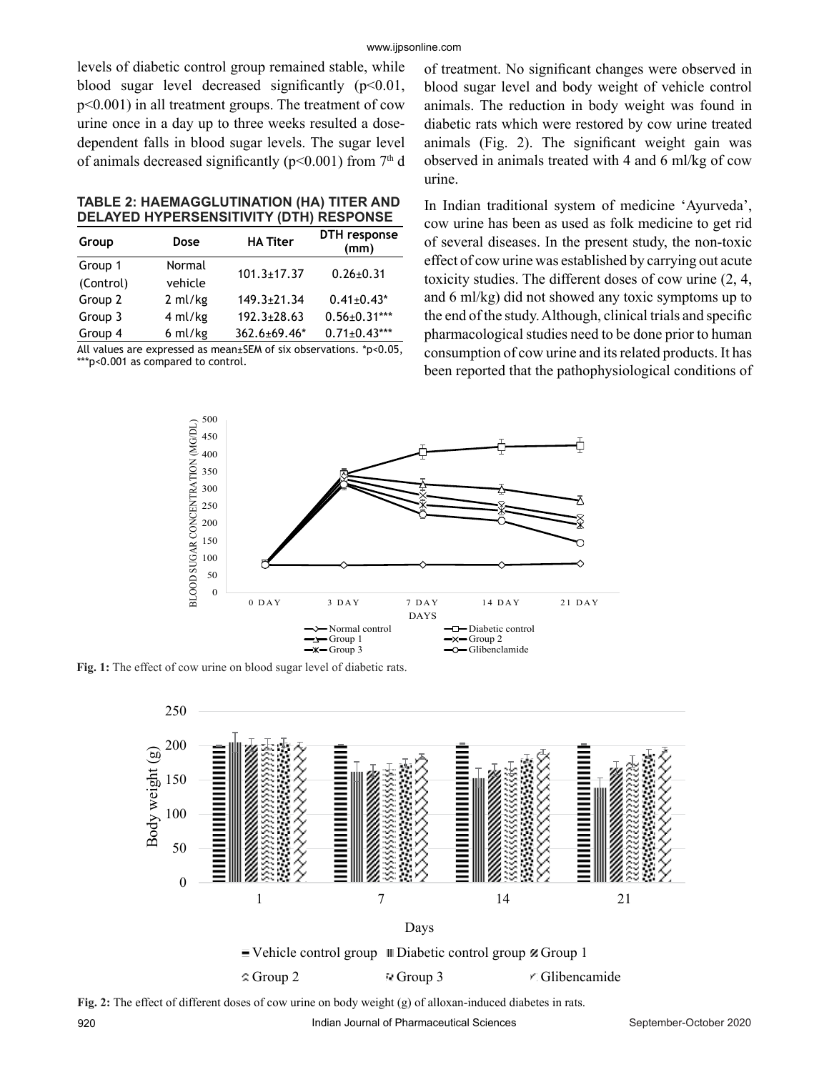levels of diabetic control group remained stable, while blood sugar level decreased significantly ($p<0.01$, $p<0.001$) in all treatment groups. The treatment of cow urine once in a day up to three weeks resulted a dose-dependent falls in blood sugar levels. The sugar level of animals decreased significantly ($p<0.001$) from 7th d of treatment. No significant changes were observed in blood sugar level and body weight of vehicle control animals. The reduction in body weight was found in diabetic rats which were restored by cow urine treated animals (Fig. 2). The significant weight gain was observed in animals treated with 4 and 6 ml/kg of cow urine.

**TABLE 2: HAEMAGGLUTINATION (HA) TITER AND DELAYED HYPERSENSITIVITY (DTH) RESPONSE**

| Group | Dose | HA Titer | DTH response (mm) |
|---|---|---|---|
| Group 1 (Control) | Normal vehicle | 101.3±17.37 | 0.26±0.31 |
| Group 2 | 2 ml/kg | 149.3±21.34 | 0.41±0.43* |
| Group 3 | 4 ml/kg | 192.3±28.63 | 0.56±0.31*** |
| Group 4 | 6 ml/kg | 362.6±69.46* | 0.71±0.43*** |

All values are expressed as mean±SEM of six observations. *$p<0.05$, ***$p<0.001$ as compared to control.

In Indian traditional system of medicine 'Ayurveda', cow urine has been as used as folk medicine to get rid of several diseases. In the present study, the non-toxic effect of cow urine was established by carrying out acute toxicity studies. The different doses of cow urine (2, 4, and 6 ml/kg) did not showed any toxic symptoms up to the end of the study. Although, clinical trials and specific pharmacological studies need to be done prior to human consumption of cow urine and its related products. It has been reported that the pathophysiological conditions of

**Fig. 1:** The effect of cow urine on blood sugar level of diabetic rats.

**Fig. 2:** The effect of different doses of cow urine on body weight (g) of alloxan-induced diabetes in rats.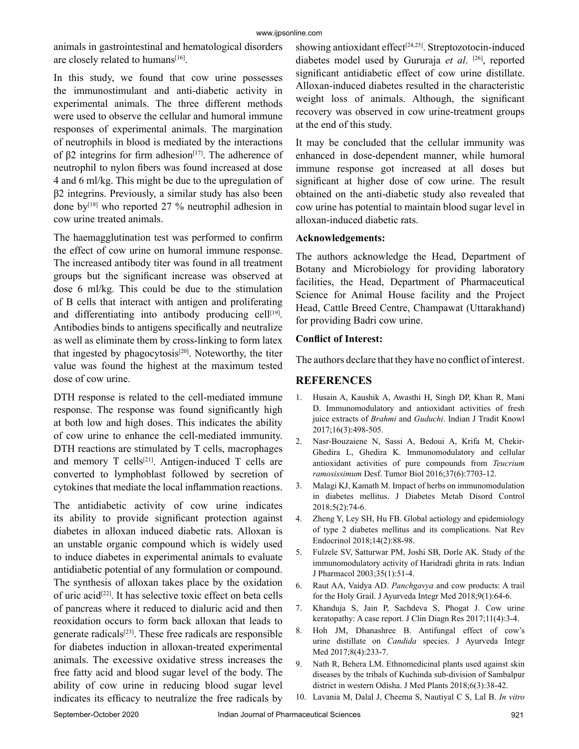animals in gastrointestinal and hematological disorders are closely related to humans[16].

In this study, we found that cow urine possesses the immunostimulant and anti-diabetic activity in experimental animals. The three different methods were used to observe the cellular and humoral immune responses of experimental animals. The margination of neutrophils in blood is mediated by the interactions of β2 integrins for firm adhesion[17]. The adherence of neutrophil to nylon fibers was found increased at dose 4 and 6 ml/kg. This might be due to the upregulation of β2 integrins. Previously, a similar study has also been done by[18] who reported 27 % neutrophil adhesion in cow urine treated animals.

The haemagglutination test was performed to confirm the effect of cow urine on humoral immune response. The increased antibody titer was found in all treatment groups but the significant increase was observed at dose 6 ml/kg. This could be due to the stimulation of B cells that interact with antigen and proliferating and differentiating into antibody producing cell[19]. Antibodies binds to antigens specifically and neutralize as well as eliminate them by cross-linking to form latex that ingested by phagocytosis[20]. Noteworthy, the titer value was found the highest at the maximum tested dose of cow urine.

DTH response is related to the cell-mediated immune response. The response was found significantly high at both low and high doses. This indicates the ability of cow urine to enhance the cell-mediated immunity. DTH reactions are stimulated by T cells, macrophages and memory T cells[21]. Antigen-induced T cells are converted to lymphoblast followed by secretion of cytokines that mediate the local inflammation reactions.

The antidiabetic activity of cow urine indicates its ability to provide significant protection against diabetes in alloxan induced diabetic rats. Alloxan is an unstable organic compound which is widely used to induce diabetes in experimental animals to evaluate antidiabetic potential of any formulation or compound. The synthesis of alloxan takes place by the oxidation of uric acid[22]. It has selective toxic effect on beta cells of pancreas where it reduced to dialuric acid and then reoxidation occurs to form back alloxan that leads to generate radicals[23]. These free radicals are responsible for diabetes induction in alloxan-treated experimental animals. The excessive oxidative stress increases the free fatty acid and blood sugar level of the body. The ability of cow urine in reducing blood sugar level indicates its efficacy to neutralize the free radicals by showing antioxidant effect[24,25]. Streptozotocin-induced diabetes model used by Gururaja *et al*. [26], reported significant antidiabetic effect of cow urine distillate. Alloxan-induced diabetes resulted in the characteristic weight loss of animals. Although, the significant recovery was observed in cow urine-treatment groups at the end of this study.

It may be concluded that the cellular immunity was enhanced in dose-dependent manner, while humoral immune response got increased at all doses but significant at higher dose of cow urine. The result obtained on the anti-diabetic study also revealed that cow urine has potential to maintain blood sugar level in alloxan-induced diabetic rats.

### Acknowledgements:

The authors acknowledge the Head, Department of Botany and Microbiology for providing laboratory facilities, the Head, Department of Pharmaceutical Science for Animal House facility and the Project Head, Cattle Breed Centre, Champawat (Uttarakhand) for providing Badri cow urine.

### Conflict of Interest:

The authors declare that they have no conflict of interest.

## REFERENCES

1. Husain A, Kaushik A, Awasthi H, Singh DP, Khan R, Mani D. Immunomodulatory and antioxidant activities of fresh juice extracts of *Brahmi* and *Guduchi*. Indian J Tradit Knowl 2017;16(3):498-505.
2. Nasr-Bouzaiene N, Sassi A, Bedoui A, Krifa M, Chekir-Ghedira L, Ghedira K. Immunomodulatory and cellular antioxidant activities of pure compounds from *Teucrium ramosissimum* Desf. Tumor Biol 2016;37(6):7703-12.
3. Malagi KJ, Kamath M. Impact of herbs on immunomodulation in diabetes mellitus. J Diabetes Metab Disord Control 2018;5(2):74-6.
4. Zheng Y, Ley SH, Hu FB. Global aetiology and epidemiology of type 2 diabetes mellitus and its complications. Nat Rev Endocrinol 2018;14(2):88-98.
5. Fulzele SV, Satturwar PM, Joshi SB, Dorle AK. Study of the immunomodulatory activity of Haridradi ghrita in rats. Indian J Pharmacol 2003;35(1):51-4.
6. Raut AA, Vaidya AD. *Panchgavya* and cow products: A trail for the Holy Grail. J Ayurveda Integr Med 2018;9(1):64-6.
7. Khanduja S, Jain P, Sachdeva S, Phogat J. Cow urine keratopathy: A case report. J Clin Diagn Res 2017;11(4):3-4.
8. Hoh JM, Dhanashree B. Antifungal effect of cow's urine distillate on *Candida* species. J Ayurveda Integr Med 2017;8(4):233-7.
9. Nath R, Behera LM. Ethnomedicinal plants used against skin diseases by the tribals of Kuchinda sub-division of Sambalpur district in western Odisha. J Med Plants 2018;6(3):38-42.
10. Lavania M, Dalal J, Cheema S, Nautiyal C S, Lal B. *In vitro*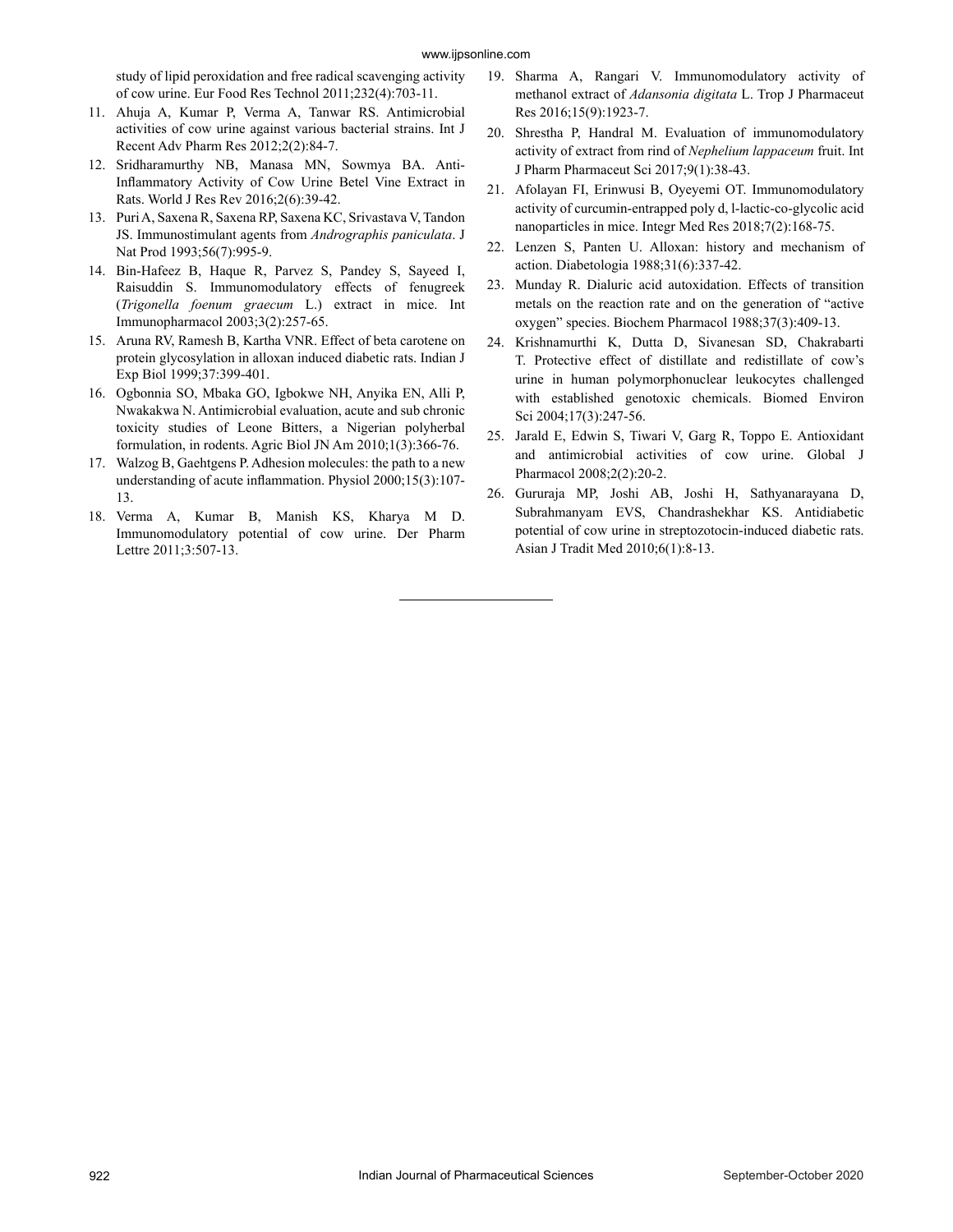study of lipid peroxidation and free radical scavenging activity of cow urine. Eur Food Res Technol 2011;232(4):703-11.

11. Ahuja A, Kumar P, Verma A, Tanwar RS. Antimicrobial activities of cow urine against various bacterial strains. Int J Recent Adv Pharm Res 2012;2(2):84-7.
12. Sridharamurthy NB, Manasa MN, Sowmya BA. Anti-Inflammatory Activity of Cow Urine Betel Vine Extract in Rats. World J Res Rev 2016;2(6):39-42.
13. Puri A, Saxena R, Saxena RP, Saxena KC, Srivastava V, Tandon JS. Immunostimulant agents from *Andrographis paniculata*. J Nat Prod 1993;56(7):995-9.
14. Bin-Hafeez B, Haque R, Parvez S, Pandey S, Sayeed I, Raisuddin S. Immunomodulatory effects of fenugreek (*Trigonella foenum graecum* L.) extract in mice. Int Immunopharmacol 2003;3(2):257-65.
15. Aruna RV, Ramesh B, Kartha VNR. Effect of beta carotene on protein glycosylation in alloxan induced diabetic rats. Indian J Exp Biol 1999;37:399-401.
16. Ogbonnia SO, Mbaka GO, Igbokwe NH, Anyika EN, Alli P, Nwakakwa N. Antimicrobial evaluation, acute and sub chronic toxicity studies of Leone Bitters, a Nigerian polyherbal formulation, in rodents. Agric Biol JN Am 2010;1(3):366-76.
17. Walzog B, Gaehtgens P. Adhesion molecules: the path to a new understanding of acute inflammation. Physiol 2000;15(3):107-13.
18. Verma A, Kumar B, Manish KS, Kharya M D. Immunomodulatory potential of cow urine. Der Pharm Lettre 2011;3:507-13.
19. Sharma A, Rangari V. Immunomodulatory activity of methanol extract of *Adansonia digitata* L. Trop J Pharmaceut Res 2016;15(9):1923-7.
20. Shrestha P, Handral M. Evaluation of immunomodulatory activity of extract from rind of *Nephelium lappaceum* fruit. Int J Pharm Pharmaceut Sci 2017;9(1):38-43.
21. Afolayan FI, Erinwusi B, Oyeyemi OT. Immunomodulatory activity of curcumin-entrapped poly d, l-lactic-co-glycolic acid nanoparticles in mice. Integr Med Res 2018;7(2):168-75.
22. Lenzen S, Panten U. Alloxan: history and mechanism of action. Diabetologia 1988;31(6):337-42.
23. Munday R. Dialuric acid autoxidation. Effects of transition metals on the reaction rate and on the generation of "active oxygen" species. Biochem Pharmacol 1988;37(3):409-13.
24. Krishnamurthi K, Dutta D, Sivanesan SD, Chakrabarti T. Protective effect of distillate and redistillate of cow's urine in human polymorphonuclear leukocytes challenged with established genotoxic chemicals. Biomed Environ Sci 2004;17(3):247-56.
25. Jarald E, Edwin S, Tiwari V, Garg R, Toppo E. Antioxidant and antimicrobial activities of cow urine. Global J Pharmacol 2008;2(2):20-2.
26. Gururaja MP, Joshi AB, Joshi H, Sathyanarayana D, Subrahmanyam EVS, Chandrashekhar KS. Antidiabetic potential of cow urine in streptozotocin-induced diabetic rats. Asian J Tradit Med 2010;6(1):8-13.